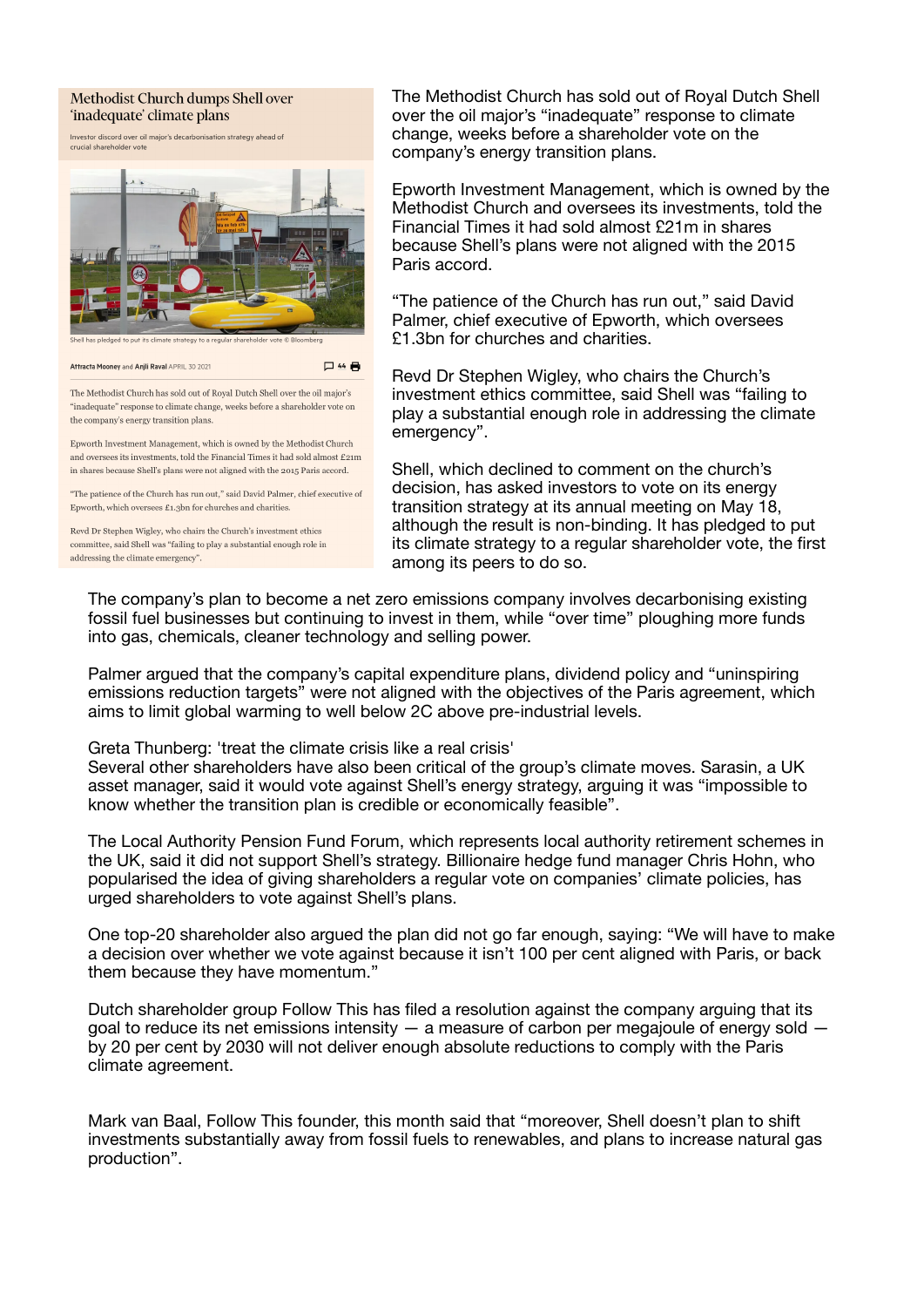# Methodist Church dumps Shell over 'inadequate' climate plans

Investor discord over oil major's decarbonisation strategy ahead of crucial shareholder vote

Shell has pledged to put its climate strategy to a regular shareholder vote © Bloomberg

Attracta Mooney and Anjli Raval APRIL 30 2021

The Methodist Church has sold out of Royal Dutch Shell over the oil major's "inadequate" response to climate change, weeks before a shareholder vote on the company's energy transition plans.

Epworth Investment Management, which is owned by the Methodist Church and oversees its investments, told the Financial Times it had sold almost £21m in shares because Shell's plans were not aligned with the 2015 Paris accord.

"The patience of the Church has run out," said David Palmer, chief executive of Epworth, which oversees £1.3bn for churches and charities.

Revd Dr Stephen Wigley, who chairs the Church's investment ethics committee, said Shell was "failing to play a substantial enough role in addressing the climate emergency".

Shell, which declined to comment on the church's decision, has asked investors to vote on its energy transition strategy at its annual meeting on May 18, although the result is non-binding. It has pledged to put its climate strategy to a regular shareholder vote, the first among its peers to do so.

The company's plan to become a net zero emissions company involves decarbonising existing fossil fuel businesses but continuing to invest in them, while "over time" ploughing more funds into gas, chemicals, cleaner technology and selling power.

Palmer argued that the company's capital expenditure plans, dividend policy and "uninspiring emissions reduction targets" were not aligned with the objectives of the Paris agreement, which aims to limit global warming to well below 2C above pre-industrial levels.

Greta Thunberg: 'treat the climate crisis like a real crisis'

Several other shareholders have also been critical of the group's climate moves. Sarasin, a UK asset manager, said it would vote against Shell's energy strategy, arguing it was "impossible to know whether the transition plan is credible or economically feasible".

The Local Authority Pension Fund Forum, which represents local authority retirement schemes in the UK, said it did not support Shell's strategy. Billionaire hedge fund manager Chris Hohn, who popularised the idea of giving shareholders a regular vote on companies' climate policies, has urged shareholders to vote against Shell's plans.

One top-20 shareholder also argued the plan did not go far enough, saying: "We will have to make a decision over whether we vote against because it isn't 100 per cent aligned with Paris, or back them because they have momentum."

Dutch shareholder group Follow This has filed a resolution against the company arguing that its goal to reduce its net emissions intensity — a measure of carbon per megajoule of energy sold — by 20 per cent by 2030 will not deliver enough absolute reductions to comply with the Paris climate agreement.

Mark van Baal, Follow This founder, this month said that "moreover, Shell doesn't plan to shift investments substantially away from fossil fuels to renewables, and plans to increase natural gas production".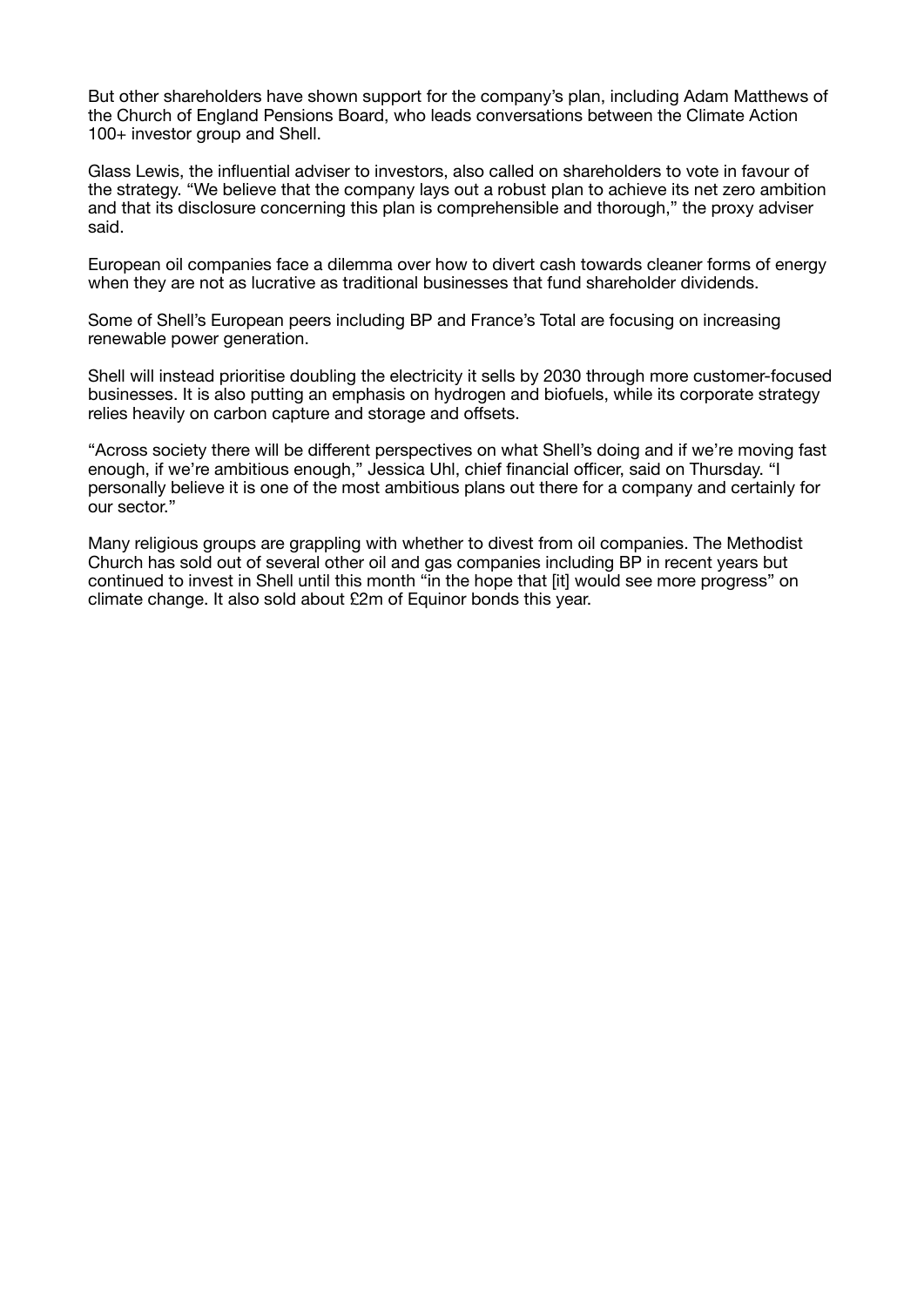But other shareholders have shown support for the company's plan, including Adam Matthews of the Church of England Pensions Board, who leads conversations between the Climate Action 100+ investor group and Shell.

Glass Lewis, the influential adviser to investors, also called on shareholders to vote in favour of the strategy. "We believe that the company lays out a robust plan to achieve its net zero ambition and that its disclosure concerning this plan is comprehensible and thorough," the proxy adviser said.

European oil companies face a dilemma over how to divert cash towards cleaner forms of energy when they are not as lucrative as traditional businesses that fund shareholder dividends.

Some of Shell's European peers including BP and France's Total are focusing on increasing renewable power generation.

Shell will instead prioritise doubling the electricity it sells by 2030 through more customer-focused businesses. It is also putting an emphasis on hydrogen and biofuels, while its corporate strategy relies heavily on carbon capture and storage and offsets.

"Across society there will be different perspectives on what Shell's doing and if we're moving fast enough, if we're ambitious enough," Jessica Uhl, chief financial officer, said on Thursday. "I personally believe it is one of the most ambitious plans out there for a company and certainly for our sector."

Many religious groups are grappling with whether to divest from oil companies. The Methodist Church has sold out of several other oil and gas companies including BP in recent years but continued to invest in Shell until this month "in the hope that [it] would see more progress" on climate change. It also sold about £2m of Equinor bonds this year.